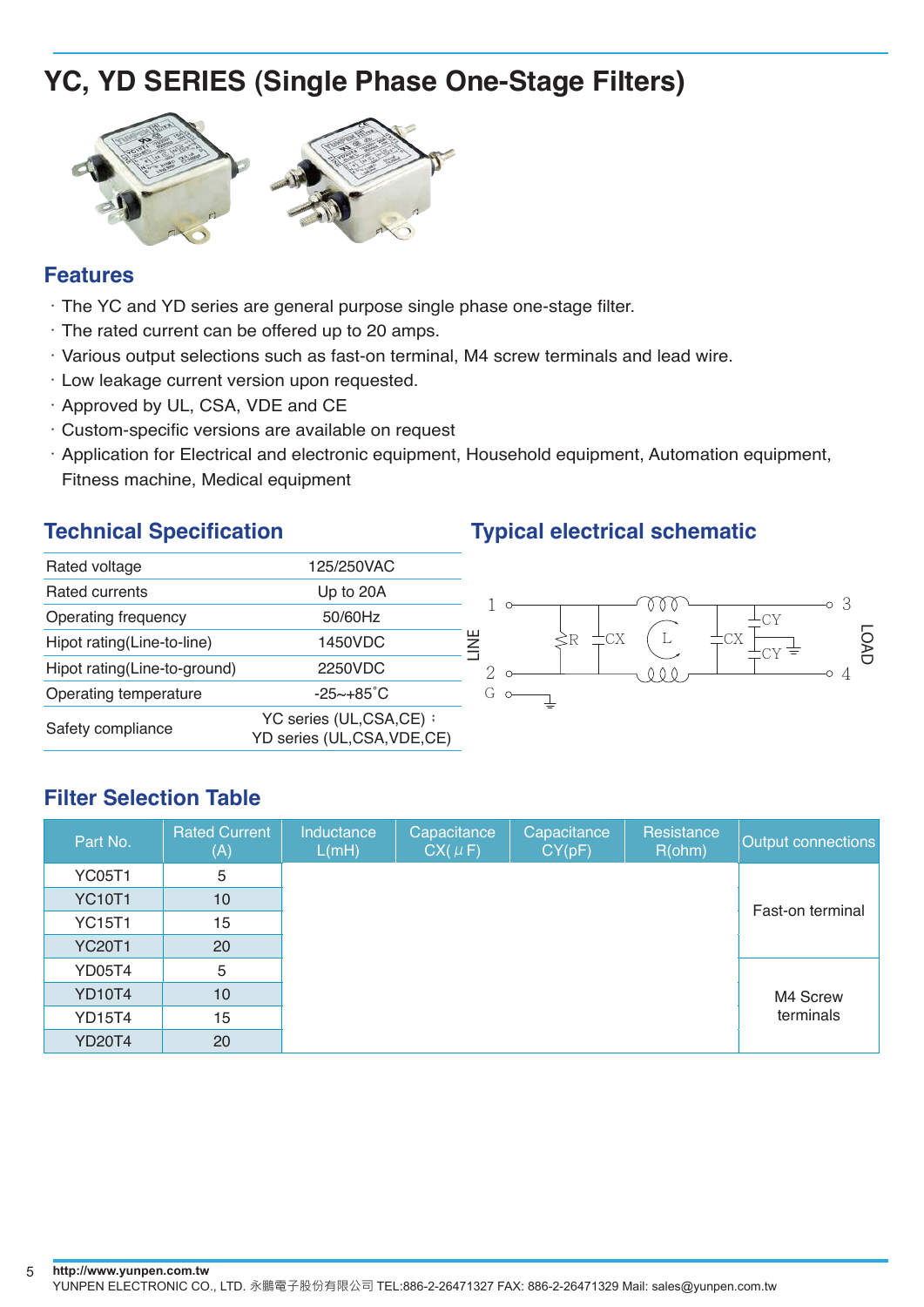# YC, YD SERIES (Single Phase One-Stage Filters)

## Features

- The YC and YD series are general purpose single phase one-stage filter.
- The rated current can be offered up to 20 amps.
- Various output selections such as fast-on terminal, M4 screw terminals and lead wire.
- Low leakage current version upon requested.
- Approved by UL, CSA, VDE and CE
- Custom-specific versions are available on request
- Application for Electrical and electronic equipment, Household equipment, Automation equipment, Fitness machine, Medical equipment

## Technical Specification

| | |
|---|---|
| Rated voltage | 125/250VAC |
| Rated currents | Up to 20A |
| Operating frequency | 50/60Hz |
| Hipot rating(Line-to-line) | 1450VDC |
| Hipot rating(Line-to-ground) | 2250VDC |
| Operating temperature | -25~+85˚C |
| Safety compliance | YC series (UL,CSA,CE)； YD series (UL,CSA,VDE,CE) |

## Typical electrical schematic

LINE: 1, 2, G — R, CX, L, CX, CY, CY — LOAD: 3, 4

## Filter Selection Table

| Part No. | Rated Current (A) | Inductance L(mH) | Capacitance CX(μF) | Capacitance CY(pF) | Resistance R(ohm) | Output connections |
|---|---|---|---|---|---|---|
| YC05T1 | 5 | | | | | Fast-on terminal |
| YC10T1 | 10 | | | | | |
| YC15T1 | 15 | | | | | |
| YC20T1 | 20 | | | | | |
| YD05T4 | 5 | | | | | M4 Screw terminals |
| YD10T4 | 10 | | | | | |
| YD15T4 | 15 | | | | | |
| YD20T4 | 20 | | | | | |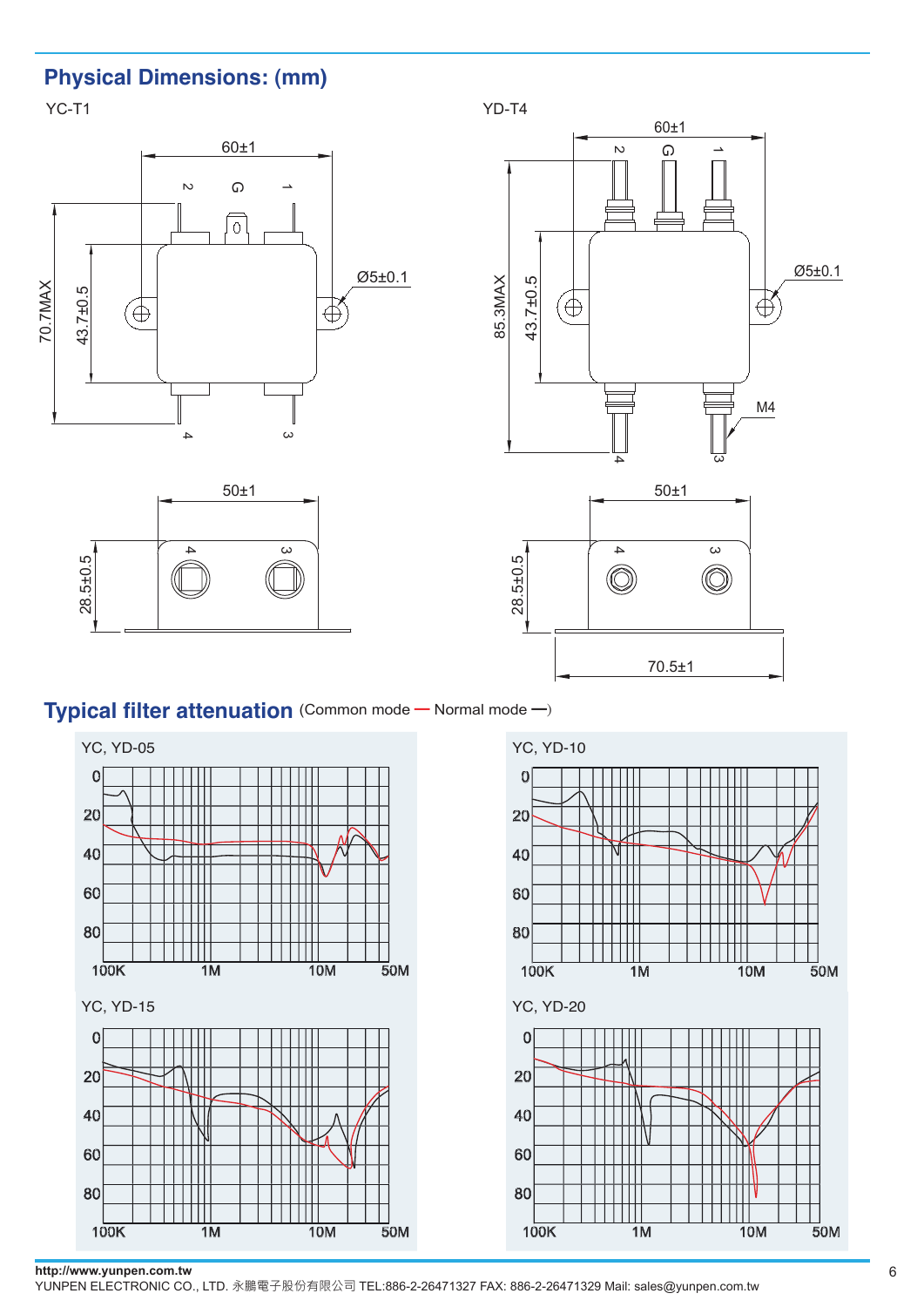## Physical Dimensions: (mm)

YC-T1

60±1

2 G 1

Ø5±0.1

70.7MAX

43.7±0.5

4 3

50±1

4 3

28.5±0.5

YD-T4

60±1

2 G 1

Ø5±0.1

85.3MAX

43.7±0.5

M4

4 3

50±1

4 3

28.5±0.5

70.5±1

## Typical filter attenuation (Common mode — Normal mode —)

YC, YD-05

0
20
40
60
80
100K 1M 10M 50M

YC, YD-10

0
20
40
60
80
100K 1M 10M 50M

YC, YD-15

0
20
40
60
80
100K 1M 10M 50M

YC, YD-20

0
20
40
60
80
100K 1M 10M 50M

http://www.yunpen.com.tw

YUNPEN ELECTRONIC CO., LTD. 永鵬電子股份有限公司 TEL:886-2-26471327 FAX: 886-2-26471329 Mail: sales@yunpen.com.tw